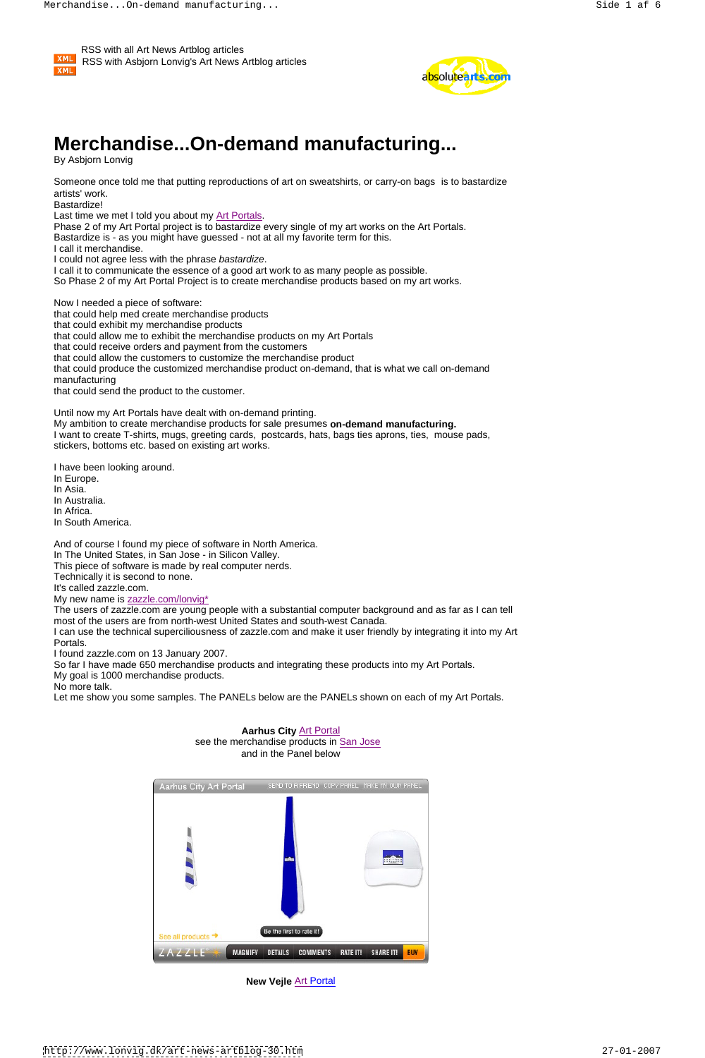RSS with all Art News Artblog articles
RSS with Asbjorn Lonvig's Art News Artblog articles

# Merchandise...On-demand manufacturing...

By Asbjorn Lonvig

Someone once told me that putting reproductions of art on sweatshirts, or carry-on bags is to bastardize artists' work.
Bastardize!
Last time we met I told you about my Art Portals.
Phase 2 of my Art Portal project is to bastardize every single of my art works on the Art Portals.
Bastardize is - as you might have guessed - not at all my favorite term for this.
I call it merchandise.
I could not agree less with the phrase *bastardize*.
I call it to communicate the essence of a good art work to as many people as possible.
So Phase 2 of my Art Portal Project is to create merchandise products based on my art works.

Now I needed a piece of software:
that could help med create merchandise products
that could exhibit my merchandise products
that could allow me to exhibit the merchandise products on my Art Portals
that could receive orders and payment from the customers
that could allow the customers to customize the merchandise product
that could produce the customized merchandise product on-demand, that is what we call on-demand manufacturing
that could send the product to the customer.

Until now my Art Portals have dealt with on-demand printing.
My ambition to create merchandise products for sale presumes **on-demand manufacturing.**
I want to create T-shirts, mugs, greeting cards, postcards, hats, bags ties aprons, ties, mouse pads, stickers, bottoms etc. based on existing art works.

I have been looking around.
In Europe.
In Asia.
In Australia.
In Africa.
In South America.

And of course I found my piece of software in North America.
In The United States, in San Jose - in Silicon Valley.
This piece of software is made by real computer nerds.
Technically it is second to none.
It's called zazzle.com.
My new name is zazzle.com/lonvig*
The users of zazzle.com are young people with a substantial computer background and as far as I can tell most of the users are from north-west United States and south-west Canada.
I can use the technical superciliousness of zazzle.com and make it user friendly by integrating it into my Art Portals.
I found zazzle.com on 13 January 2007.
So far I have made 650 merchandise products and integrating these products into my Art Portals.
My goal is 1000 merchandise products.
No more talk.
Let me show you some samples. The PANELs below are the PANELs shown on each of my Art Portals.

**Aarhus City** Art Portal
see the merchandise products in San Jose
and in the Panel below

Aarhus City Art Portal SEND TO A FRIEND COPY PANEL MAKE MY OWN PANEL

See all products

Be the first to rate it!

ZAZZLE MAGNIFY DETAILS COMMENTS RATE IT! SHARE IT! BUY

**New Vejle** Art Portal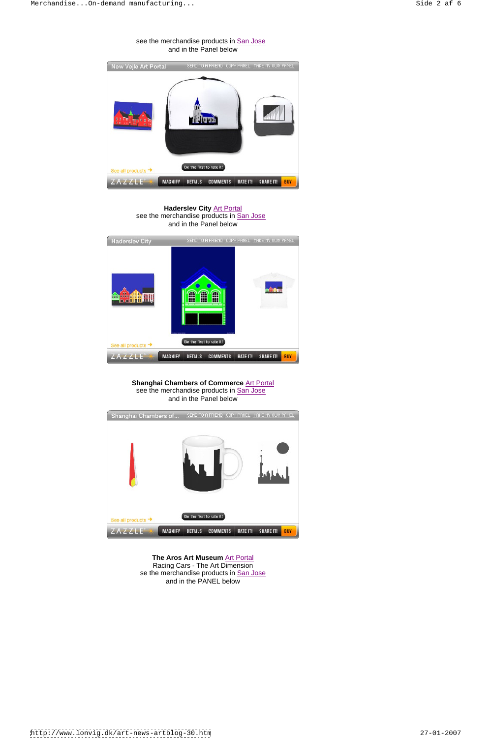see the merchandise products in San Jose
and in the Panel below

New Vejle Art Portal

**Haderslev City** Art Portal
see the merchandise products in San Jose
and in the Panel below

Haderslev City

**Shanghai Chambers of Commerce** Art Portal
see the merchandise products in San Jose
and in the Panel below

Shanghai Chambers of...

**The Aros Art Museum** Art Portal
Racing Cars - The Art Dimension
se the merchandise products in San Jose
and in the PANEL below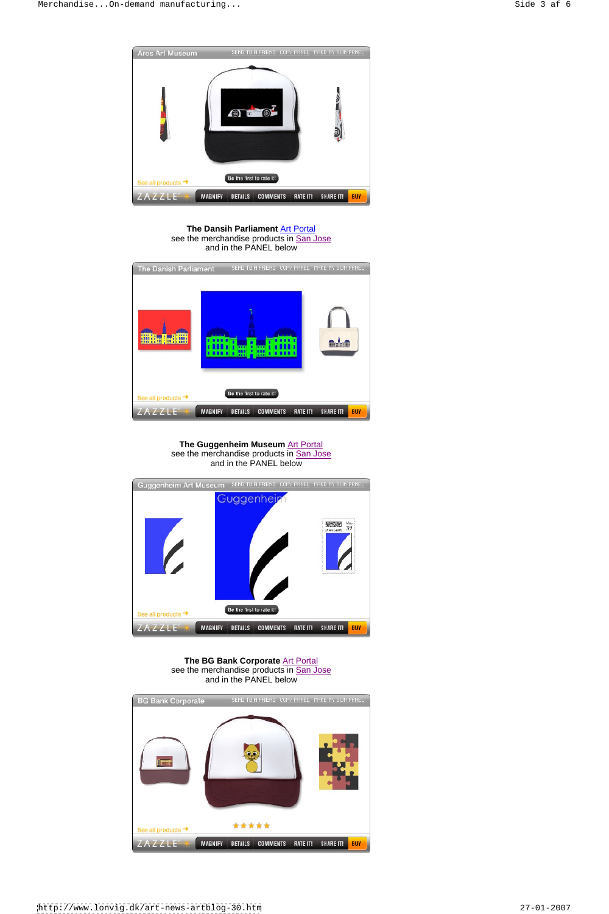Aros Art Museum SEND TO A FRIEND COPY PANEL MAKE MY OWN PANEL

See all products → Be the first to rate it!

ZAZZLE MAGNIFY DETAILS COMMENTS RATE IT! SHARE IT! BUY

**The Dansih Parliament** Art Portal
see the merchandise products in San Jose
and in the PANEL below

The Danish Parliament SEND TO A FRIEND COPY PANEL MAKE MY OWN PANEL

See all products → Be the first to rate it!

ZAZZLE MAGNIFY DETAILS COMMENTS RATE IT! SHARE IT! BUY

**The Guggenheim Museum** Art Portal
see the merchandise products in San Jose
and in the PANEL below

Guggenheim Art Museum SEND TO A FRIEND COPY PANEL MAKE MY OWN PANEL

See all products → Be the first to rate it!

ZAZZLE MAGNIFY DETAILS COMMENTS RATE IT! SHARE IT! BUY

**The BG Bank Corporate** Art Portal
see the merchandise products in San Jose
and in the PANEL below

BG Bank Corporate SEND TO A FRIEND COPY PANEL MAKE MY OWN PANEL

See all products →

ZAZZLE MAGNIFY DETAILS COMMENTS RATE IT! SHARE IT! BUY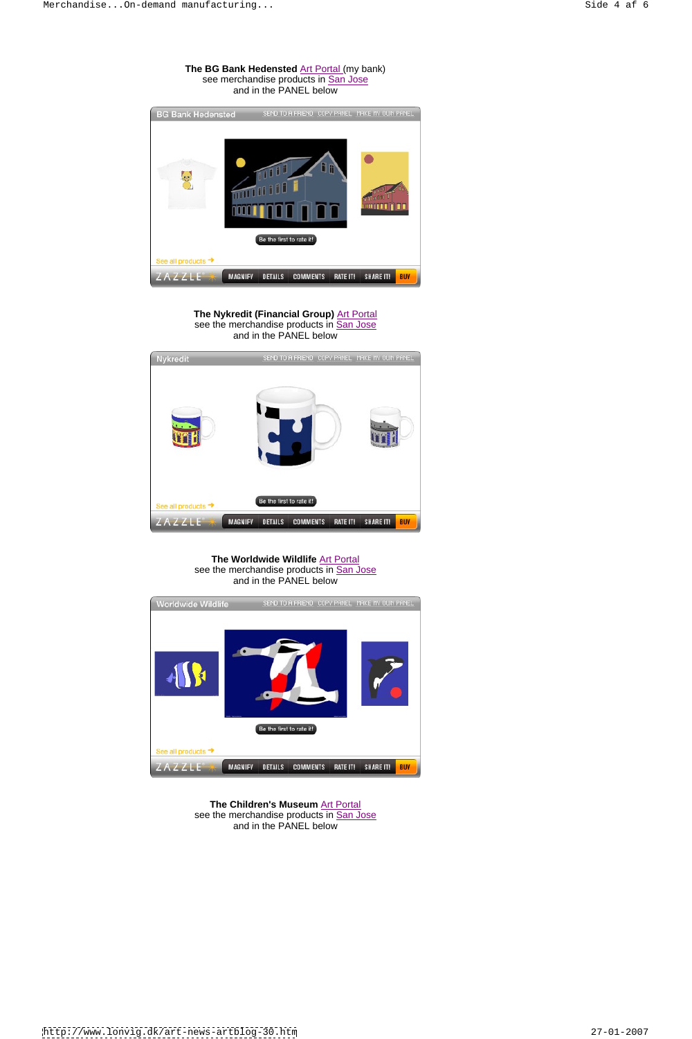**The BG Bank Hedensted** Art Portal (my bank)
see merchandise products in San Jose
and in the PANEL below

BG Bank Hedensted SEND TO A FRIEND COPY PANEL MAKE MY OWN PANEL

Be the first to rate it!

See all products

ZAZZLE MAGNIFY DETAILS COMMENTS RATE IT! SHARE IT! BUY

**The Nykredit (Financial Group)** Art Portal
see the merchandise products in San Jose
and in the PANEL below

Nykredit SEND TO A FRIEND COPY PANEL MAKE MY OWN PANEL

Be the first to rate it!

See all products

ZAZZLE MAGNIFY DETAILS COMMENTS RATE IT! SHARE IT! BUY

**The Worldwide Wildlife** Art Portal
see the merchandise products in San Jose
and in the PANEL below

Worldwide Wildlife SEND TO A FRIEND COPY PANEL MAKE MY OWN PANEL

Be the first to rate it!

See all products

ZAZZLE MAGNIFY DETAILS COMMENTS RATE IT! SHARE IT! BUY

**The Children's Museum** Art Portal
see the merchandise products in San Jose
and in the PANEL below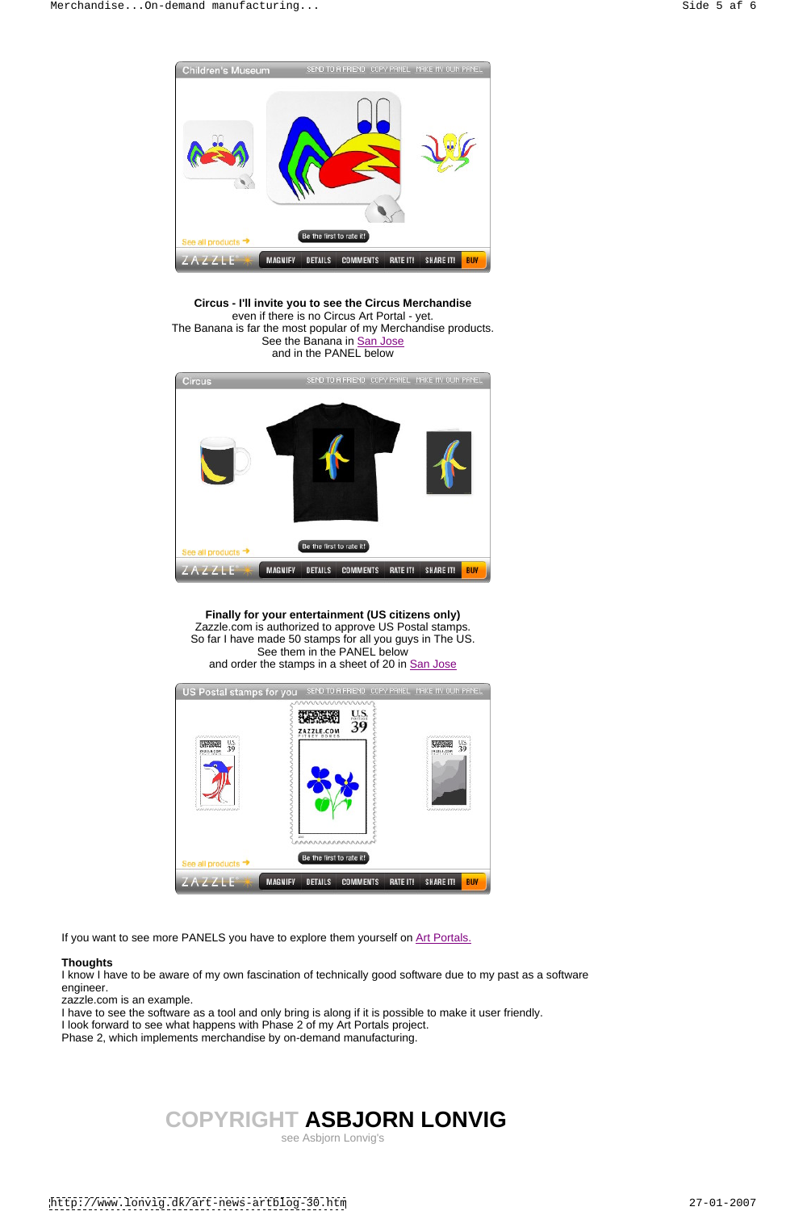**Circus - I'll invite you to see the Circus Merchandise**
even if there is no Circus Art Portal - yet.
The Banana is far the most popular of my Merchandise products.
See the Banana in San Jose
and in the PANEL below

**Finally for your entertainment (US citizens only)**
Zazzle.com is authorized to approve US Postal stamps.
So far I have made 50 stamps for all you guys in The US.
See them in the PANEL below
and order the stamps in a sheet of 20 in San Jose

If you want to see more PANELS you have to explore them yourself on Art Portals.

**Thoughts**
I know I have to be aware of my own fascination of technically good software due to my past as a software engineer.
zazzle.com is an example.
I have to see the software as a tool and only bring is along if it is possible to make it user friendly.
I look forward to see what happens with Phase 2 of my Art Portals project.
Phase 2, which implements merchandise by on-demand manufacturing.

COPYRIGHT **ASBJORN LONVIG**
see Asbjorn Lonvig's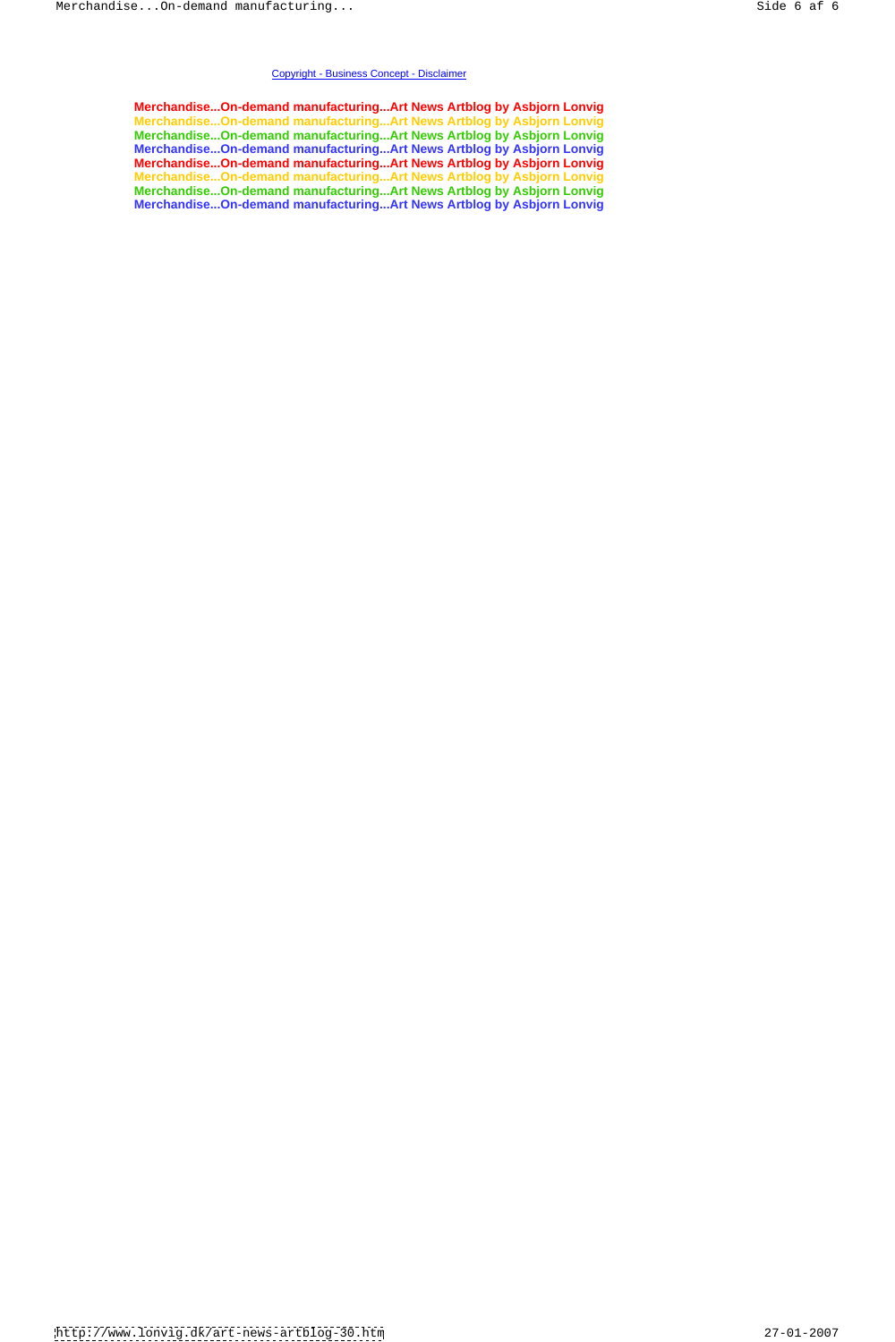Copyright - Business Concept - Disclaimer

**Merchandise...On-demand manufacturing...Art News Artblog by Asbjorn Lonvig**
**Merchandise...On-demand manufacturing...Art News Artblog by Asbjorn Lonvig**
**Merchandise...On-demand manufacturing...Art News Artblog by Asbjorn Lonvig**
**Merchandise...On-demand manufacturing...Art News Artblog by Asbjorn Lonvig**
**Merchandise...On-demand manufacturing...Art News Artblog by Asbjorn Lonvig**
**Merchandise...On-demand manufacturing...Art News Artblog by Asbjorn Lonvig**
**Merchandise...On-demand manufacturing...Art News Artblog by Asbjorn Lonvig**
**Merchandise...On-demand manufacturing...Art News Artblog by Asbjorn Lonvig**